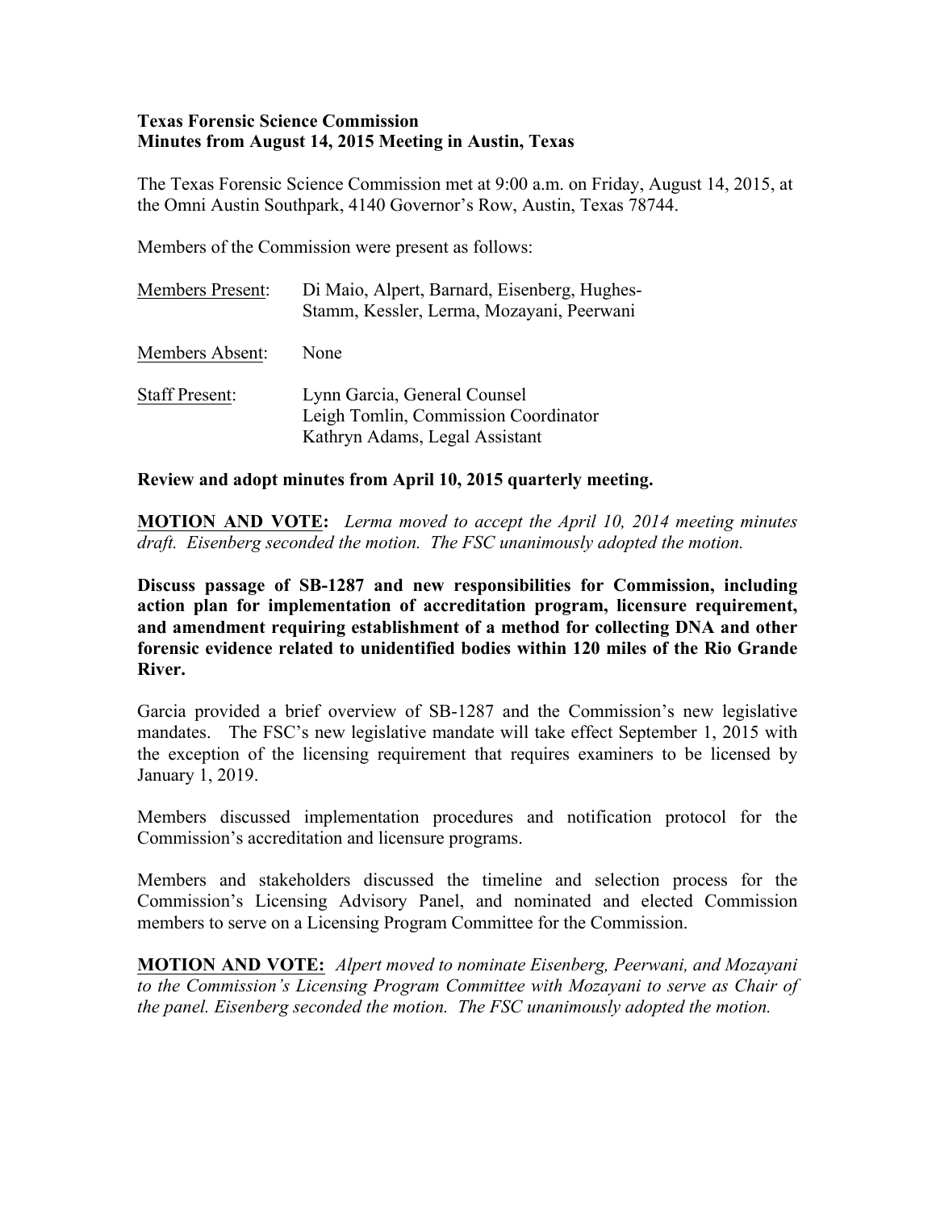**Texas Forensic Science Commission**
**Minutes from August 14, 2015 Meeting in Austin, Texas**

The Texas Forensic Science Commission met at 9:00 a.m. on Friday, August 14, 2015, at the Omni Austin Southpark, 4140 Governor's Row, Austin, Texas 78744.

Members of the Commission were present as follows:

| | |
|---|---|
| Members Present: | Di Maio, Alpert, Barnard, Eisenberg, Hughes-Stamm, Kessler, Lerma, Mozayani, Peerwani |
| Members Absent: | None |
| Staff Present: | Lynn Garcia, General Counsel<br>Leigh Tomlin, Commission Coordinator<br>Kathryn Adams, Legal Assistant |

**Review and adopt minutes from April 10, 2015 quarterly meeting.**

**MOTION AND VOTE:** *Lerma moved to accept the April 10, 2014 meeting minutes draft. Eisenberg seconded the motion. The FSC unanimously adopted the motion.*

**Discuss passage of SB-1287 and new responsibilities for Commission, including action plan for implementation of accreditation program, licensure requirement, and amendment requiring establishment of a method for collecting DNA and other forensic evidence related to unidentified bodies within 120 miles of the Rio Grande River.**

Garcia provided a brief overview of SB-1287 and the Commission's new legislative mandates. The FSC's new legislative mandate will take effect September 1, 2015 with the exception of the licensing requirement that requires examiners to be licensed by January 1, 2019.

Members discussed implementation procedures and notification protocol for the Commission's accreditation and licensure programs.

Members and stakeholders discussed the timeline and selection process for the Commission's Licensing Advisory Panel, and nominated and elected Commission members to serve on a Licensing Program Committee for the Commission.

**MOTION AND VOTE:** *Alpert moved to nominate Eisenberg, Peerwani, and Mozayani to the Commission's Licensing Program Committee with Mozayani to serve as Chair of the panel. Eisenberg seconded the motion. The FSC unanimously adopted the motion.*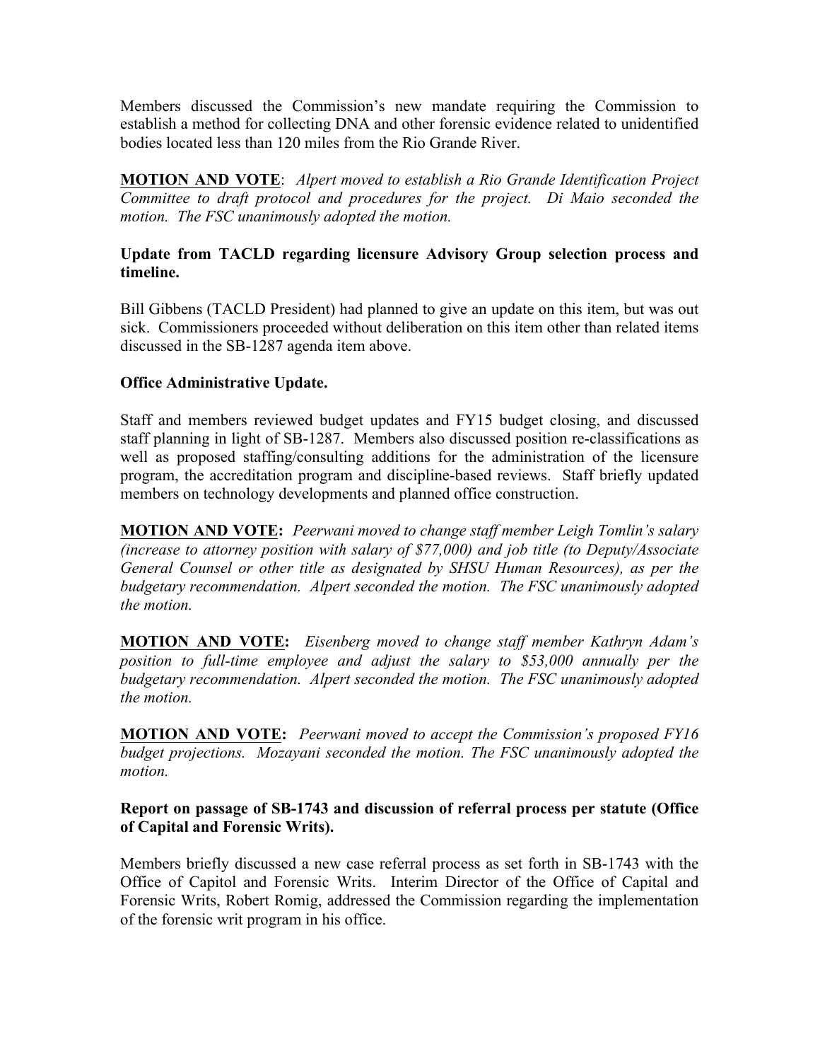Members discussed the Commission's new mandate requiring the Commission to establish a method for collecting DNA and other forensic evidence related to unidentified bodies located less than 120 miles from the Rio Grande River.

**MOTION AND VOTE**: *Alpert moved to establish a Rio Grande Identification Project Committee to draft protocol and procedures for the project. Di Maio seconded the motion. The FSC unanimously adopted the motion.*

**Update from TACLD regarding licensure Advisory Group selection process and timeline.**

Bill Gibbens (TACLD President) had planned to give an update on this item, but was out sick. Commissioners proceeded without deliberation on this item other than related items discussed in the SB-1287 agenda item above.

**Office Administrative Update.**

Staff and members reviewed budget updates and FY15 budget closing, and discussed staff planning in light of SB-1287. Members also discussed position re-classifications as well as proposed staffing/consulting additions for the administration of the licensure program, the accreditation program and discipline-based reviews. Staff briefly updated members on technology developments and planned office construction.

**MOTION AND VOTE:** *Peerwani moved to change staff member Leigh Tomlin's salary (increase to attorney position with salary of $77,000) and job title (to Deputy/Associate General Counsel or other title as designated by SHSU Human Resources), as per the budgetary recommendation. Alpert seconded the motion. The FSC unanimously adopted the motion.*

**MOTION AND VOTE:** *Eisenberg moved to change staff member Kathryn Adam's position to full-time employee and adjust the salary to $53,000 annually per the budgetary recommendation. Alpert seconded the motion. The FSC unanimously adopted the motion.*

**MOTION AND VOTE:** *Peerwani moved to accept the Commission's proposed FY16 budget projections. Mozayani seconded the motion. The FSC unanimously adopted the motion.*

**Report on passage of SB-1743 and discussion of referral process per statute (Office of Capital and Forensic Writs).**

Members briefly discussed a new case referral process as set forth in SB-1743 with the Office of Capitol and Forensic Writs. Interim Director of the Office of Capital and Forensic Writs, Robert Romig, addressed the Commission regarding the implementation of the forensic writ program in his office.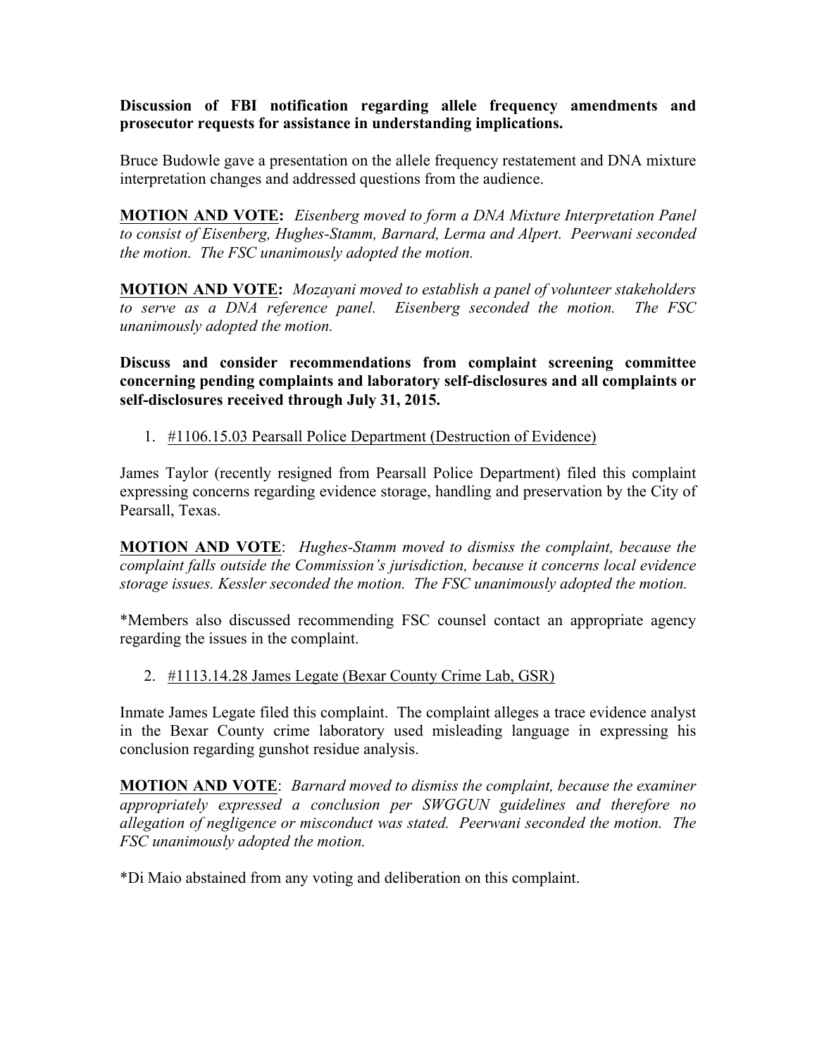**Discussion of FBI notification regarding allele frequency amendments and prosecutor requests for assistance in understanding implications.**

Bruce Budowle gave a presentation on the allele frequency restatement and DNA mixture interpretation changes and addressed questions from the audience.

**MOTION AND VOTE:** *Eisenberg moved to form a DNA Mixture Interpretation Panel to consist of Eisenberg, Hughes-Stamm, Barnard, Lerma and Alpert. Peerwani seconded the motion. The FSC unanimously adopted the motion.*

**MOTION AND VOTE:** *Mozayani moved to establish a panel of volunteer stakeholders to serve as a DNA reference panel. Eisenberg seconded the motion. The FSC unanimously adopted the motion.*

**Discuss and consider recommendations from complaint screening committee concerning pending complaints and laboratory self-disclosures and all complaints or self-disclosures received through July 31, 2015.**

1. #1106.15.03 Pearsall Police Department (Destruction of Evidence)

James Taylor (recently resigned from Pearsall Police Department) filed this complaint expressing concerns regarding evidence storage, handling and preservation by the City of Pearsall, Texas.

**MOTION AND VOTE**: *Hughes-Stamm moved to dismiss the complaint, because the complaint falls outside the Commission's jurisdiction, because it concerns local evidence storage issues. Kessler seconded the motion. The FSC unanimously adopted the motion.*

*Members also discussed recommending FSC counsel contact an appropriate agency regarding the issues in the complaint.

2. #1113.14.28 James Legate (Bexar County Crime Lab, GSR)

Inmate James Legate filed this complaint. The complaint alleges a trace evidence analyst in the Bexar County crime laboratory used misleading language in expressing his conclusion regarding gunshot residue analysis.

**MOTION AND VOTE**: *Barnard moved to dismiss the complaint, because the examiner appropriately expressed a conclusion per SWGGUN guidelines and therefore no allegation of negligence or misconduct was stated. Peerwani seconded the motion. The FSC unanimously adopted the motion.*

*Di Maio abstained from any voting and deliberation on this complaint.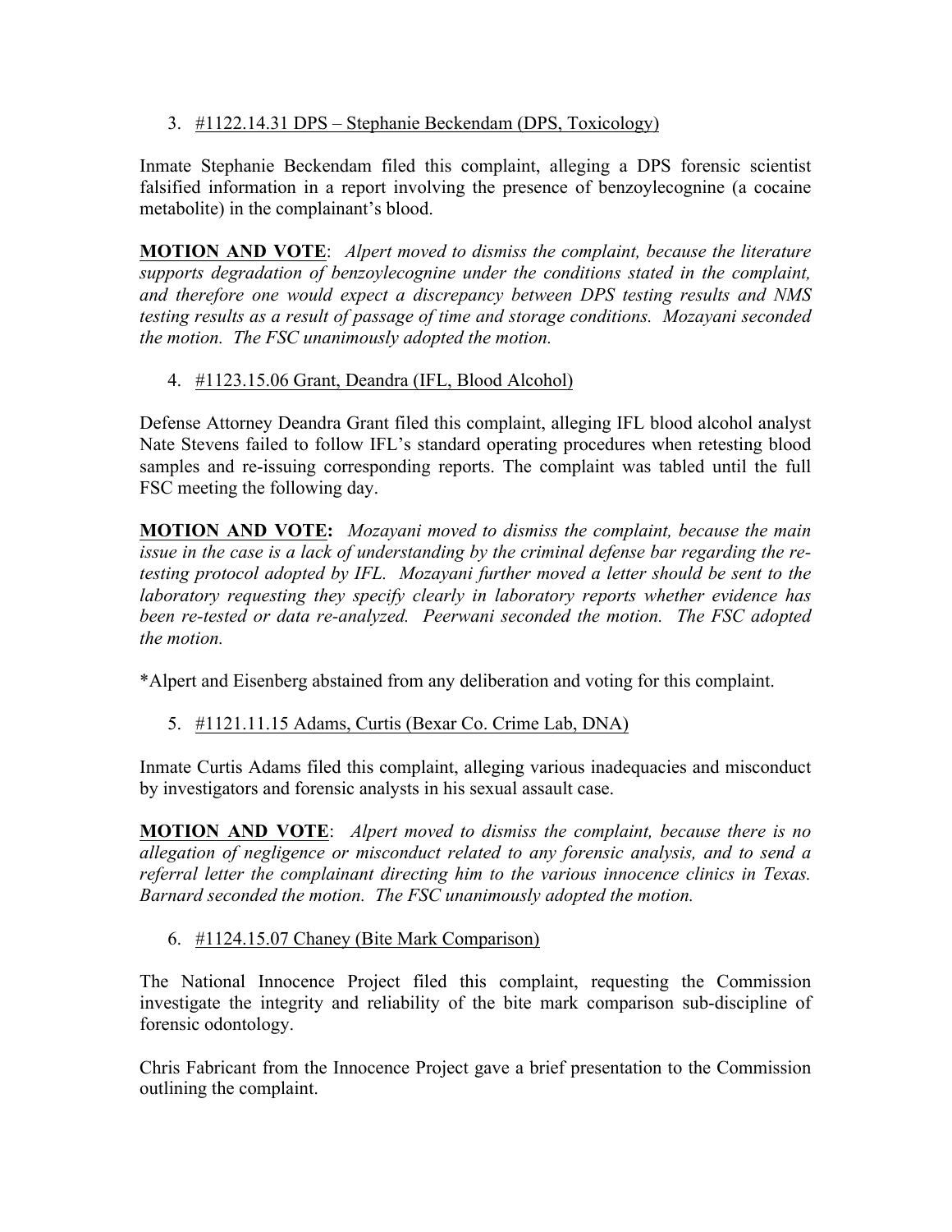3. <u>#1122.14.31 DPS – Stephanie Beckendam (DPS, Toxicology)</u>

Inmate Stephanie Beckendam filed this complaint, alleging a DPS forensic scientist falsified information in a report involving the presence of benzoylecognine (a cocaine metabolite) in the complainant's blood.

**MOTION AND VOTE**: *Alpert moved to dismiss the complaint, because the literature supports degradation of benzoylecognine under the conditions stated in the complaint, and therefore one would expect a discrepancy between DPS testing results and NMS testing results as a result of passage of time and storage conditions. Mozayani seconded the motion. The FSC unanimously adopted the motion.*

4. <u>#1123.15.06 Grant, Deandra (IFL, Blood Alcohol)</u>

Defense Attorney Deandra Grant filed this complaint, alleging IFL blood alcohol analyst Nate Stevens failed to follow IFL's standard operating procedures when retesting blood samples and re-issuing corresponding reports. The complaint was tabled until the full FSC meeting the following day.

**MOTION AND VOTE:** *Mozayani moved to dismiss the complaint, because the main issue in the case is a lack of understanding by the criminal defense bar regarding the re-testing protocol adopted by IFL. Mozayani further moved a letter should be sent to the laboratory requesting they specify clearly in laboratory reports whether evidence has been re-tested or data re-analyzed. Peerwani seconded the motion. The FSC adopted the motion.*

*Alpert and Eisenberg abstained from any deliberation and voting for this complaint.

5. <u>#1121.11.15 Adams, Curtis (Bexar Co. Crime Lab, DNA)</u>

Inmate Curtis Adams filed this complaint, alleging various inadequacies and misconduct by investigators and forensic analysts in his sexual assault case.

**MOTION AND VOTE**: *Alpert moved to dismiss the complaint, because there is no allegation of negligence or misconduct related to any forensic analysis, and to send a referral letter the complainant directing him to the various innocence clinics in Texas. Barnard seconded the motion. The FSC unanimously adopted the motion.*

6. <u>#1124.15.07 Chaney (Bite Mark Comparison)</u>

The National Innocence Project filed this complaint, requesting the Commission investigate the integrity and reliability of the bite mark comparison sub-discipline of forensic odontology.

Chris Fabricant from the Innocence Project gave a brief presentation to the Commission outlining the complaint.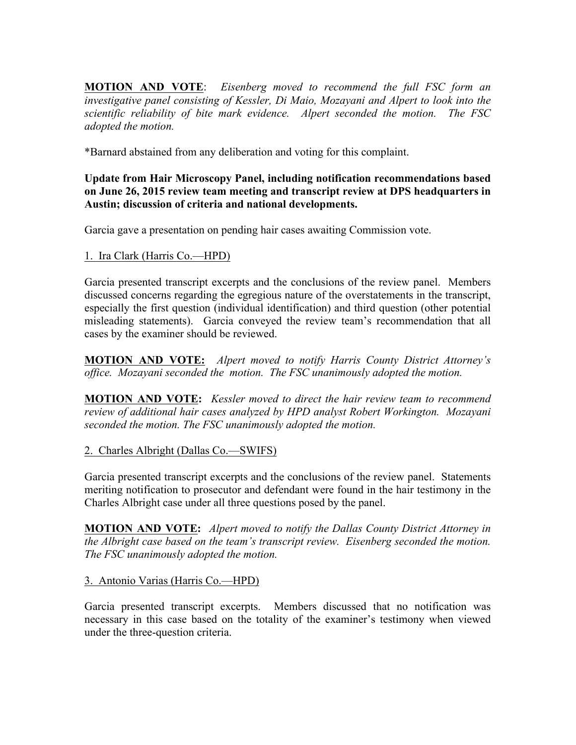**MOTION AND VOTE**: *Eisenberg moved to recommend the full FSC form an investigative panel consisting of Kessler, Di Maio, Mozayani and Alpert to look into the scientific reliability of bite mark evidence. Alpert seconded the motion. The FSC adopted the motion.*

*Barnard abstained from any deliberation and voting for this complaint.

**Update from Hair Microscopy Panel, including notification recommendations based on June 26, 2015 review team meeting and transcript review at DPS headquarters in Austin; discussion of criteria and national developments.**

Garcia gave a presentation on pending hair cases awaiting Commission vote.

1. Ira Clark (Harris Co.—HPD)

Garcia presented transcript excerpts and the conclusions of the review panel. Members discussed concerns regarding the egregious nature of the overstatements in the transcript, especially the first question (individual identification) and third question (other potential misleading statements). Garcia conveyed the review team's recommendation that all cases by the examiner should be reviewed.

**MOTION AND VOTE:** *Alpert moved to notify Harris County District Attorney's office. Mozayani seconded the motion. The FSC unanimously adopted the motion.*

**MOTION AND VOTE:** *Kessler moved to direct the hair review team to recommend review of additional hair cases analyzed by HPD analyst Robert Workington. Mozayani seconded the motion. The FSC unanimously adopted the motion.*

2. Charles Albright (Dallas Co.—SWIFS)

Garcia presented transcript excerpts and the conclusions of the review panel. Statements meriting notification to prosecutor and defendant were found in the hair testimony in the Charles Albright case under all three questions posed by the panel.

**MOTION AND VOTE:** *Alpert moved to notify the Dallas County District Attorney in the Albright case based on the team's transcript review. Eisenberg seconded the motion. The FSC unanimously adopted the motion.*

3. Antonio Varias (Harris Co.—HPD)

Garcia presented transcript excerpts. Members discussed that no notification was necessary in this case based on the totality of the examiner's testimony when viewed under the three-question criteria.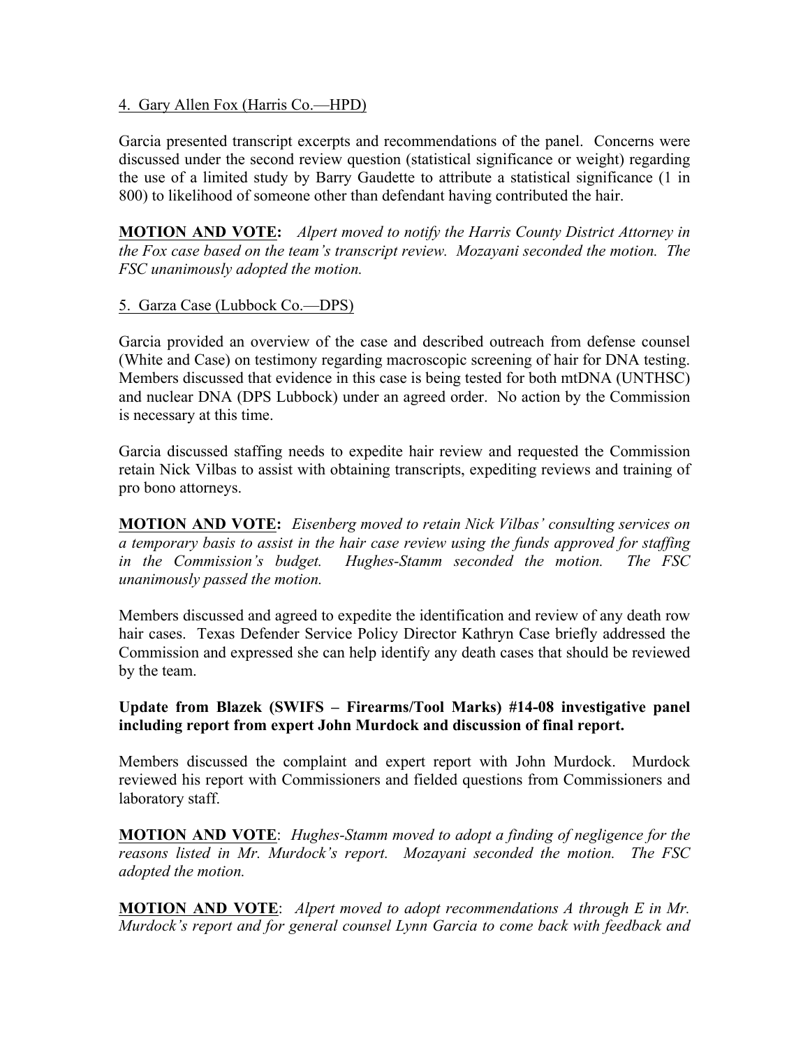4. Gary Allen Fox (Harris Co.—HPD)

Garcia presented transcript excerpts and recommendations of the panel. Concerns were discussed under the second review question (statistical significance or weight) regarding the use of a limited study by Barry Gaudette to attribute a statistical significance (1 in 800) to likelihood of someone other than defendant having contributed the hair.

**MOTION AND VOTE:** *Alpert moved to notify the Harris County District Attorney in the Fox case based on the team's transcript review. Mozayani seconded the motion. The FSC unanimously adopted the motion.*

5. Garza Case (Lubbock Co.—DPS)

Garcia provided an overview of the case and described outreach from defense counsel (White and Case) on testimony regarding macroscopic screening of hair for DNA testing. Members discussed that evidence in this case is being tested for both mtDNA (UNTHSC) and nuclear DNA (DPS Lubbock) under an agreed order. No action by the Commission is necessary at this time.

Garcia discussed staffing needs to expedite hair review and requested the Commission retain Nick Vilbas to assist with obtaining transcripts, expediting reviews and training of pro bono attorneys.

**MOTION AND VOTE:** *Eisenberg moved to retain Nick Vilbas' consulting services on a temporary basis to assist in the hair case review using the funds approved for staffing in the Commission's budget. Hughes-Stamm seconded the motion. The FSC unanimously passed the motion.*

Members discussed and agreed to expedite the identification and review of any death row hair cases. Texas Defender Service Policy Director Kathryn Case briefly addressed the Commission and expressed she can help identify any death cases that should be reviewed by the team.

**Update from Blazek (SWIFS – Firearms/Tool Marks) #14-08 investigative panel including report from expert John Murdock and discussion of final report.**

Members discussed the complaint and expert report with John Murdock. Murdock reviewed his report with Commissioners and fielded questions from Commissioners and laboratory staff.

**MOTION AND VOTE**: *Hughes-Stamm moved to adopt a finding of negligence for the reasons listed in Mr. Murdock's report. Mozayani seconded the motion. The FSC adopted the motion.*

**MOTION AND VOTE**: *Alpert moved to adopt recommendations A through E in Mr. Murdock's report and for general counsel Lynn Garcia to come back with feedback and*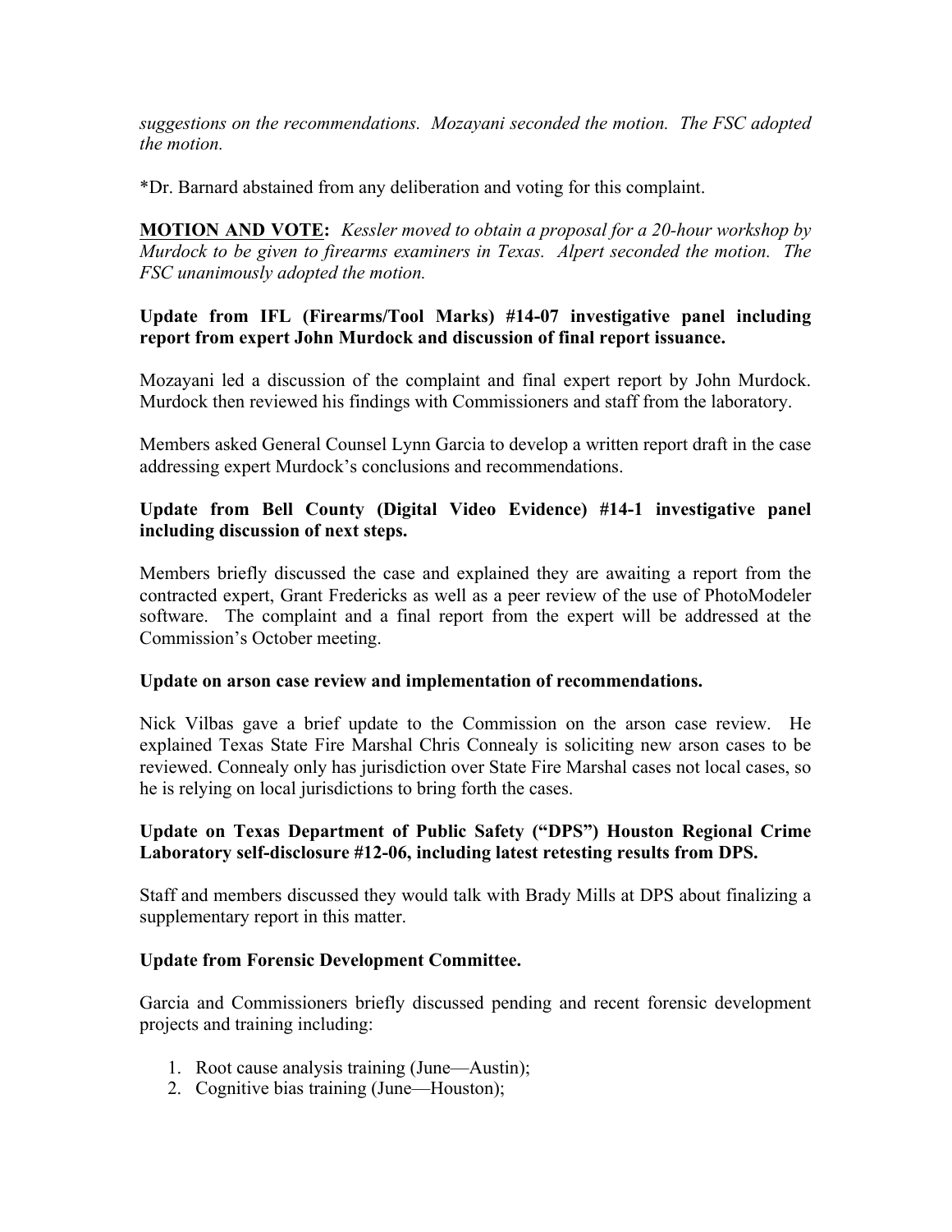*suggestions on the recommendations. Mozayani seconded the motion. The FSC adopted the motion.*

*Dr. Barnard abstained from any deliberation and voting for this complaint.

**<u>MOTION AND VOTE</u>:** *Kessler moved to obtain a proposal for a 20-hour workshop by Murdock to be given to firearms examiners in Texas. Alpert seconded the motion. The FSC unanimously adopted the motion.*

**Update from IFL (Firearms/Tool Marks) #14-07 investigative panel including report from expert John Murdock and discussion of final report issuance.**

Mozayani led a discussion of the complaint and final expert report by John Murdock. Murdock then reviewed his findings with Commissioners and staff from the laboratory.

Members asked General Counsel Lynn Garcia to develop a written report draft in the case addressing expert Murdock's conclusions and recommendations.

**Update from Bell County (Digital Video Evidence) #14-1 investigative panel including discussion of next steps.**

Members briefly discussed the case and explained they are awaiting a report from the contracted expert, Grant Fredericks as well as a peer review of the use of PhotoModeler software. The complaint and a final report from the expert will be addressed at the Commission's October meeting.

**Update on arson case review and implementation of recommendations.**

Nick Vilbas gave a brief update to the Commission on the arson case review. He explained Texas State Fire Marshal Chris Connealy is soliciting new arson cases to be reviewed. Connealy only has jurisdiction over State Fire Marshal cases not local cases, so he is relying on local jurisdictions to bring forth the cases.

**Update on Texas Department of Public Safety ("DPS") Houston Regional Crime Laboratory self-disclosure #12-06, including latest retesting results from DPS.**

Staff and members discussed they would talk with Brady Mills at DPS about finalizing a supplementary report in this matter.

**Update from Forensic Development Committee.**

Garcia and Commissioners briefly discussed pending and recent forensic development projects and training including:

1. Root cause analysis training (June—Austin);
2. Cognitive bias training (June—Houston);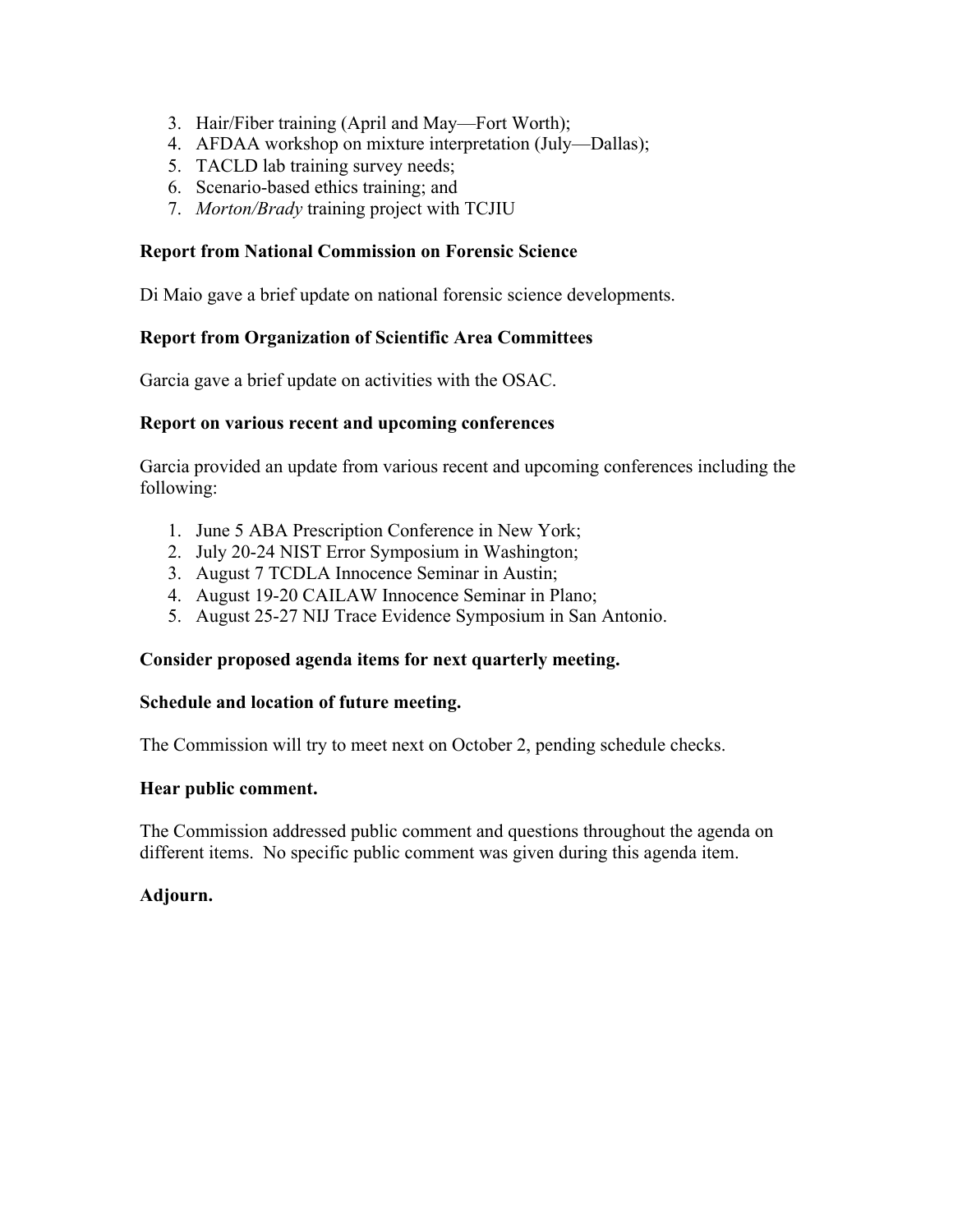3. Hair/Fiber training (April and May—Fort Worth);
4. AFDAA workshop on mixture interpretation (July—Dallas);
5. TACLD lab training survey needs;
6. Scenario-based ethics training; and
7. *Morton/Brady* training project with TCJIU

**Report from National Commission on Forensic Science**

Di Maio gave a brief update on national forensic science developments.

**Report from Organization of Scientific Area Committees**

Garcia gave a brief update on activities with the OSAC.

**Report on various recent and upcoming conferences**

Garcia provided an update from various recent and upcoming conferences including the following:

1. June 5 ABA Prescription Conference in New York;
2. July 20-24 NIST Error Symposium in Washington;
3. August 7 TCDLA Innocence Seminar in Austin;
4. August 19-20 CAILAW Innocence Seminar in Plano;
5. August 25-27 NIJ Trace Evidence Symposium in San Antonio.

**Consider proposed agenda items for next quarterly meeting.**

**Schedule and location of future meeting.**

The Commission will try to meet next on October 2, pending schedule checks.

**Hear public comment.**

The Commission addressed public comment and questions throughout the agenda on different items. No specific public comment was given during this agenda item.

**Adjourn.**